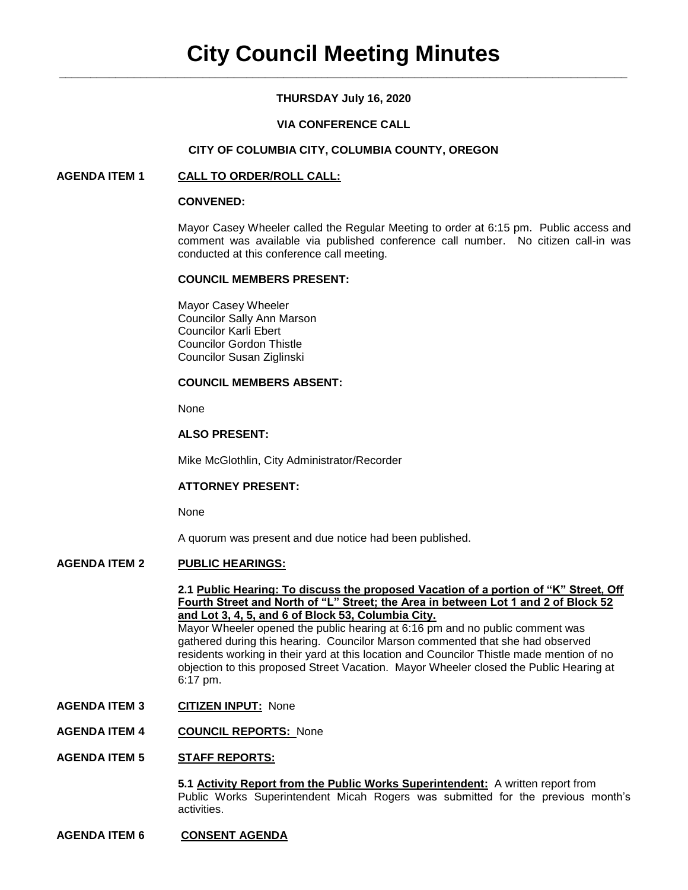# City Council Meeting Minutes

**THURSDAY July 16, 2020**

**VIA CONFERENCE CALL**

**CITY OF COLUMBIA CITY, COLUMBIA COUNTY, OREGON**

**AGENDA ITEM 1** **CALL TO ORDER/ROLL CALL:**

**CONVENED:**

Mayor Casey Wheeler called the Regular Meeting to order at 6:15 pm. Public access and comment was available via published conference call number. No citizen call-in was conducted at this conference call meeting.

**COUNCIL MEMBERS PRESENT:**

Mayor Casey Wheeler
Councilor Sally Ann Marson
Councilor Karli Ebert
Councilor Gordon Thistle
Councilor Susan Ziglinski

**COUNCIL MEMBERS ABSENT:**

None

**ALSO PRESENT:**

Mike McGlothlin, City Administrator/Recorder

**ATTORNEY PRESENT:**

None

A quorum was present and due notice had been published.

**AGENDA ITEM 2** **PUBLIC HEARINGS:**

**2.1 Public Hearing: To discuss the proposed Vacation of a portion of "K" Street, Off Fourth Street and North of "L" Street; the Area in between Lot 1 and 2 of Block 52 and Lot 3, 4, 5, and 6 of Block 53, Columbia City.**

Mayor Wheeler opened the public hearing at 6:16 pm and no public comment was gathered during this hearing. Councilor Marson commented that she had observed residents working in their yard at this location and Councilor Thistle made mention of no objection to this proposed Street Vacation. Mayor Wheeler closed the Public Hearing at 6:17 pm.

**AGENDA ITEM 3** **CITIZEN INPUT:** None

**AGENDA ITEM 4** **COUNCIL REPORTS:** None

**AGENDA ITEM 5** **STAFF REPORTS:**

**5.1 Activity Report from the Public Works Superintendent:** A written report from Public Works Superintendent Micah Rogers was submitted for the previous month's activities.

**AGENDA ITEM 6** **CONSENT AGENDA**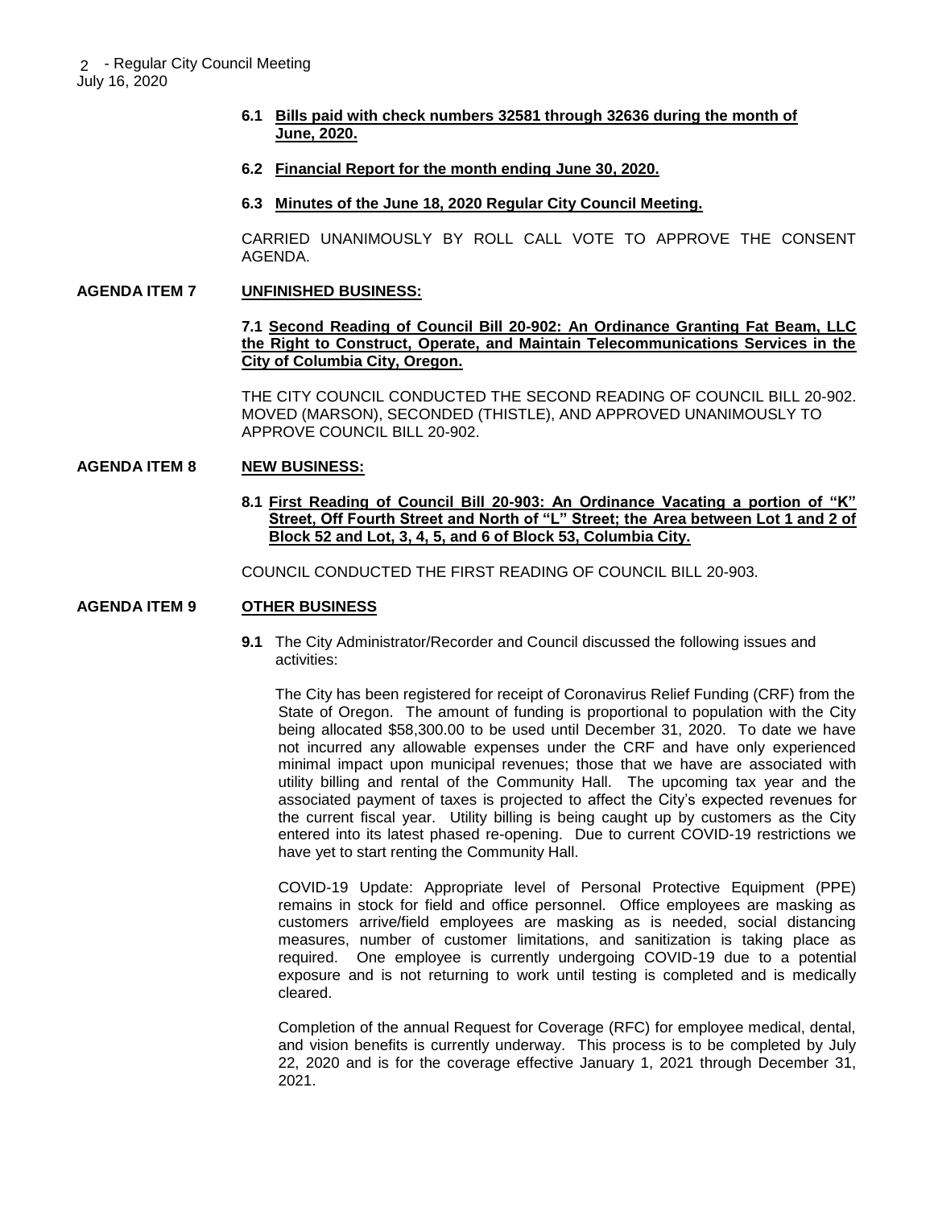**6.1 Bills paid with check numbers 32581 through 32636 during the month of June, 2020.**

**6.2 Financial Report for the month ending June 30, 2020.**

**6.3 Minutes of the June 18, 2020 Regular City Council Meeting.**

CARRIED UNANIMOUSLY BY ROLL CALL VOTE TO APPROVE THE CONSENT AGENDA.

**AGENDA ITEM 7 UNFINISHED BUSINESS:**

**7.1 Second Reading of Council Bill 20-902: An Ordinance Granting Fat Beam, LLC the Right to Construct, Operate, and Maintain Telecommunications Services in the City of Columbia City, Oregon.**

THE CITY COUNCIL CONDUCTED THE SECOND READING OF COUNCIL BILL 20-902. MOVED (MARSON), SECONDED (THISTLE), AND APPROVED UNANIMOUSLY TO APPROVE COUNCIL BILL 20-902.

**AGENDA ITEM 8 NEW BUSINESS:**

**8.1 First Reading of Council Bill 20-903: An Ordinance Vacating a portion of "K" Street, Off Fourth Street and North of "L" Street; the Area between Lot 1 and 2 of Block 52 and Lot, 3, 4, 5, and 6 of Block 53, Columbia City.**

COUNCIL CONDUCTED THE FIRST READING OF COUNCIL BILL 20-903.

**AGENDA ITEM 9 OTHER BUSINESS**

**9.1** The City Administrator/Recorder and Council discussed the following issues and activities:

The City has been registered for receipt of Coronavirus Relief Funding (CRF) from the State of Oregon. The amount of funding is proportional to population with the City being allocated $58,300.00 to be used until December 31, 2020. To date we have not incurred any allowable expenses under the CRF and have only experienced minimal impact upon municipal revenues; those that we have are associated with utility billing and rental of the Community Hall. The upcoming tax year and the associated payment of taxes is projected to affect the City's expected revenues for the current fiscal year. Utility billing is being caught up by customers as the City entered into its latest phased re-opening. Due to current COVID-19 restrictions we have yet to start renting the Community Hall.

COVID-19 Update: Appropriate level of Personal Protective Equipment (PPE) remains in stock for field and office personnel. Office employees are masking as customers arrive/field employees are masking as is needed, social distancing measures, number of customer limitations, and sanitization is taking place as required. One employee is currently undergoing COVID-19 due to a potential exposure and is not returning to work until testing is completed and is medically cleared.

Completion of the annual Request for Coverage (RFC) for employee medical, dental, and vision benefits is currently underway. This process is to be completed by July 22, 2020 and is for the coverage effective January 1, 2021 through December 31, 2021.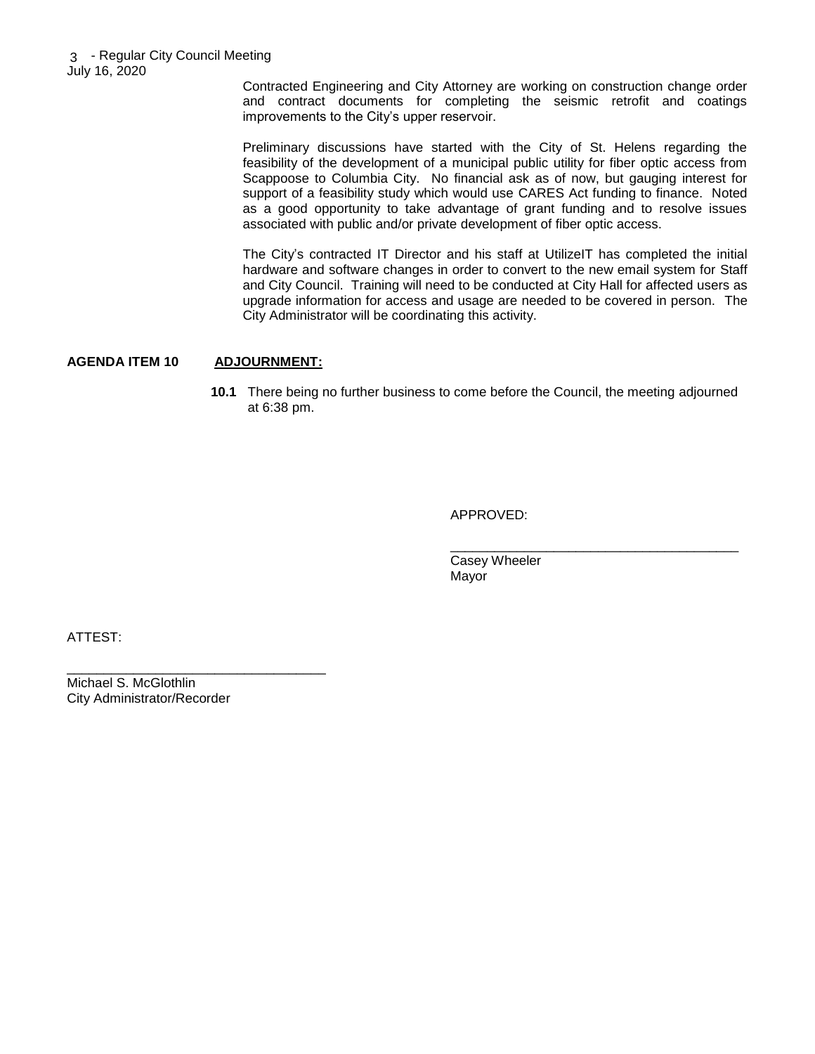Contracted Engineering and City Attorney are working on construction change order and contract documents for completing the seismic retrofit and coatings improvements to the City's upper reservoir.

Preliminary discussions have started with the City of St. Helens regarding the feasibility of the development of a municipal public utility for fiber optic access from Scappoose to Columbia City. No financial ask as of now, but gauging interest for support of a feasibility study which would use CARES Act funding to finance. Noted as a good opportunity to take advantage of grant funding and to resolve issues associated with public and/or private development of fiber optic access.

The City's contracted IT Director and his staff at UtilizeIT has completed the initial hardware and software changes in order to convert to the new email system for Staff and City Council. Training will need to be conducted at City Hall for affected users as upgrade information for access and usage are needed to be covered in person. The City Administrator will be coordinating this activity.

**AGENDA ITEM 10** **ADJOURNMENT:**

**10.1** There being no further business to come before the Council, the meeting adjourned at 6:38 pm.

APPROVED:

\_\_\_\_\_\_\_\_\_\_\_\_\_\_\_\_\_\_\_\_\_\_\_\_\_\_\_\_\_\_\_\_\_\_\_\_\_\_\_

Casey Wheeler
Mayor

ATTEST:

\_\_\_\_\_\_\_\_\_\_\_\_\_\_\_\_\_\_\_\_\_\_\_\_\_\_\_\_\_\_\_\_\_\_\_

Michael S. McGlothlin
City Administrator/Recorder